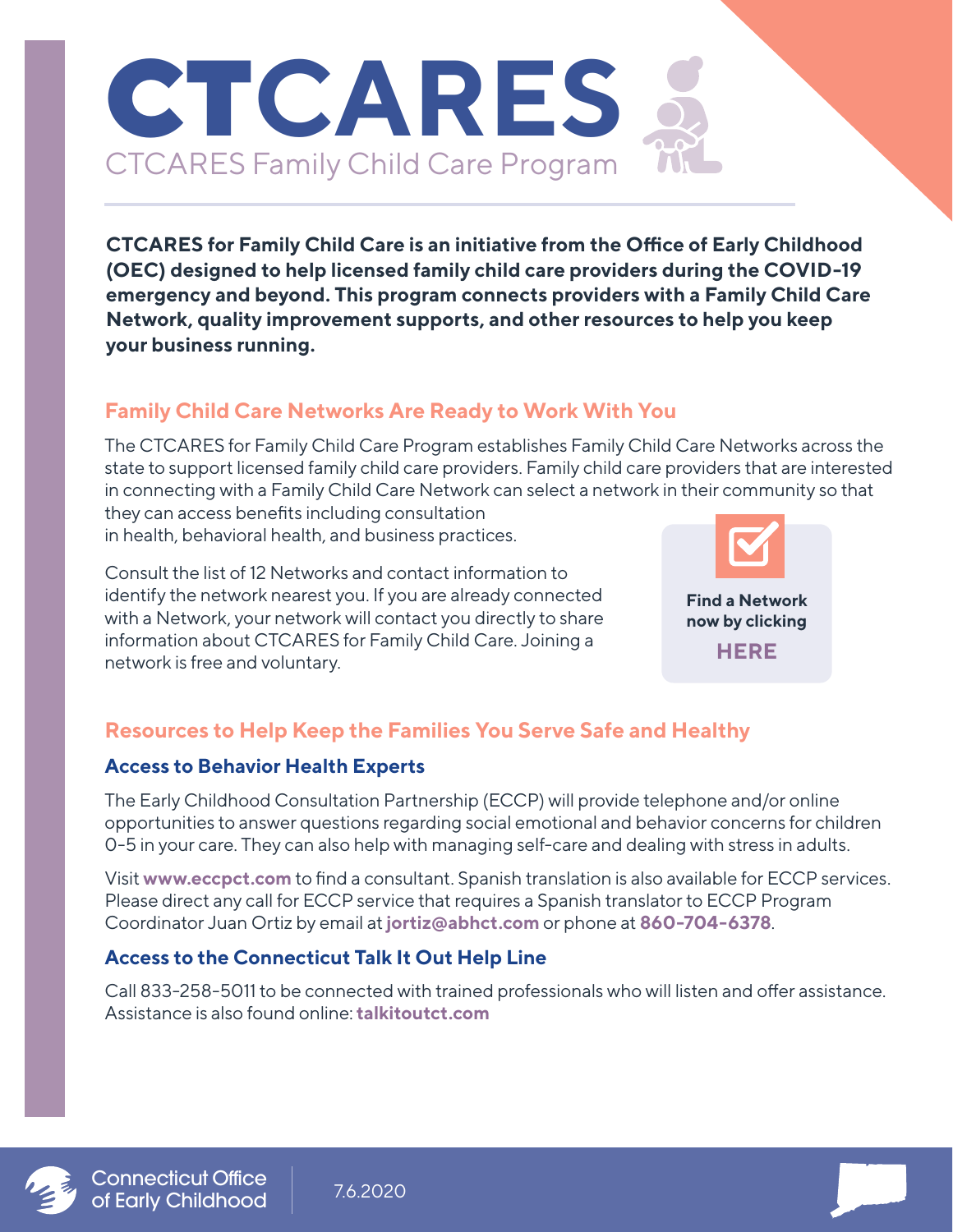# CTCARES

## CTCARES Family Child Care Program

**CTCARES for Family Child Care is an initiative from the Office of Early Childhood (OEC) designed to help licensed family child care providers during the COVID-19 emergency and beyond. This program connects providers with a Family Child Care Network, quality improvement supports, and other resources to help you keep your business running.**

## Family Child Care Networks Are Ready to Work With You

The CTCARES for Family Child Care Program establishes Family Child Care Networks across the state to support licensed family child care providers. Family child care providers that are interested in connecting with a Family Child Care Network can select a network in their community so that they can access benefits including consultation in health, behavioral health, and business practices.

Consult the list of 12 Networks and contact information to identify the network nearest you. If you are already connected with a Network, your network will contact you directly to share information about CTCARES for Family Child Care. Joining a network is free and voluntary.

**Find a Network now by clicking HERE**

## Resources to Help Keep the Families You Serve Safe and Healthy

### Access to Behavior Health Experts

The Early Childhood Consultation Partnership (ECCP) will provide telephone and/or online opportunities to answer questions regarding social emotional and behavior concerns for children 0-5 in your care. They can also help with managing self-care and dealing with stress in adults.

Visit **www.eccpct.com** to find a consultant. Spanish translation is also available for ECCP services. Please direct any call for ECCP service that requires a Spanish translator to ECCP Program Coordinator Juan Ortiz by email at **jortiz@abhct.com** or phone at **860-704-6378**.

### Access to the Connecticut Talk It Out Help Line

Call 833-258-5011 to be connected with trained professionals who will listen and offer assistance. Assistance is also found online: **talkitoutct.com**

Connecticut Office of Early Childhood 7.6.2020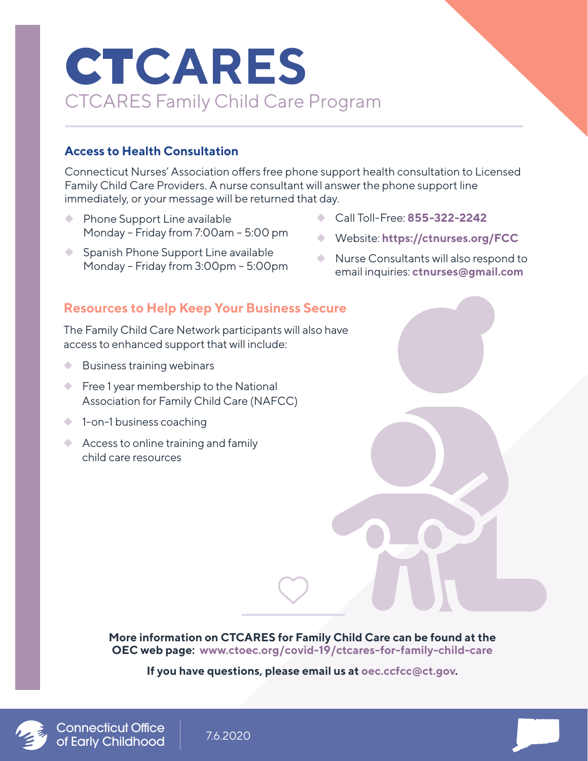# CTCARES

## CTCARES Family Child Care Program

### Access to Health Consultation

Connecticut Nurses' Association offers free phone support health consultation to Licensed Family Child Care Providers. A nurse consultant will answer the phone support line immediately, or your message will be returned that day.

- Phone Support Line available Monday – Friday from 7:00am – 5:00 pm
- Spanish Phone Support Line available Monday – Friday from 3:00pm – 5:00pm
- Call Toll-Free: **855-322-2242**
- Website: **https://ctnurses.org/FCC**
- Nurse Consultants will also respond to email inquiries: **ctnurses@gmail.com**

### Resources to Help Keep Your Business Secure

The Family Child Care Network participants will also have access to enhanced support that will include:

- Business training webinars
- Free 1 year membership to the National Association for Family Child Care (NAFCC)
- 1-on-1 business coaching
- Access to online training and family child care resources

**More information on CTCARES for Family Child Care can be found at the OEC web page: www.ctoec.org/covid-19/ctcares-for-family-child-care**

**If you have questions, please email us at oec.ccfcc@ct.gov.**

Connecticut Office of Early Childhood

7.6.2020